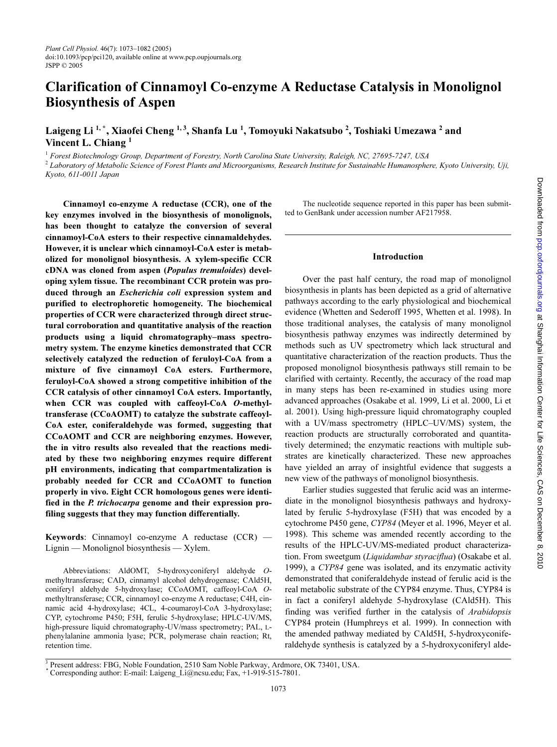# Clarification of Cinnamoyl Co-enzyme A Reductase Catalysis in Monolignol Biosynthesis of Aspen

**Laigeng Li [1,*], Xiaofei Cheng [1,3], Shanfa Lu [1], Tomoyuki Nakatsubo [2], Toshiaki Umezawa [2] and Vincent L. Chiang [1]**

[1] *Forest Biotechnology Group, Department of Forestry, North Carolina State University, Raleigh, NC, 27695-7247, USA*

[2] *Laboratory of Metabolic Science of Forest Plants and Microorganisms, Research Institute for Sustainable Humanosphere, Kyoto University, Uji, Kyoto, 611-0011 Japan*

**Cinnamoyl co-enzyme A reductase (CCR), one of the key enzymes involved in the biosynthesis of monolignols, has been thought to catalyze the conversion of several cinnamoyl-CoA esters to their respective cinnamaldehydes. However, it is unclear which cinnamoyl-CoA ester is metabolized for monolignol biosynthesis. A xylem-specific CCR cDNA was cloned from aspen (*Populus tremuloides*) developing xylem tissue. The recombinant CCR protein was produced through an *Escherichia coli* expression system and purified to electrophoretic homogeneity. The biochemical properties of CCR were characterized through direct structural corroboration and quantitative analysis of the reaction products using a liquid chromatography–mass spectrometry system. The enzyme kinetics demonstrated that CCR selectively catalyzed the reduction of feruloyl-CoA from a mixture of five cinnamoyl CoA esters. Furthermore, feruloyl-CoA showed a strong competitive inhibition of the CCR catalysis of other cinnamoyl CoA esters. Importantly, when CCR was coupled with caffeoyl-CoA *O*-methyltransferase (CCoAOMT) to catalyze the substrate caffeoyl-CoA ester, coniferaldehyde was formed, suggesting that CCoAOMT and CCR are neighboring enzymes. However, the in vitro results also revealed that the reactions mediated by these two neighboring enzymes require different pH environments, indicating that compartmentalization is probably needed for CCR and CCoAOMT to function properly in vivo. Eight CCR homologous genes were identified in the *P. trichocarpa* genome and their expression profiling suggests that they may function differentially.**

**Keywords**: Cinnamoyl co-enzyme A reductase (CCR) — Lignin — Monolignol biosynthesis — Xylem.

Abbreviations: AldOMT, 5-hydroxyconiferyl aldehyde *O*-methyltransferase; CAD, cinnamyl alcohol dehydrogenase; CAld5H, coniferyl aldehyde 5-hydroxylase; CCoAOMT, caffeoyl-CoA *O*-methyltransferase; CCR, cinnamoyl co-enzyme A reductase; C4H, cinnamic acid 4-hydroxylase; 4CL, 4-coumaroyl-CoA 3-hydroxylase; CYP, cytochrome P450; F5H, ferulic 5-hydroxylase; HPLC-UV/MS, high-pressure liquid chromatography-UV/mass spectrometry; PAL, L-phenylalanine ammonia lyase; PCR, polymerase chain reaction; Rt, retention time.

The nucleotide sequence reported in this paper has been submitted to GenBank under accession number AF217958.

## Introduction

Over the past half century, the road map of monolignol biosynthesis in plants has been depicted as a grid of alternative pathways according to the early physiological and biochemical evidence (Whetten and Sederoff 1995, Whetten et al. 1998). In those traditional analyses, the catalysis of many monolignol biosynthesis pathway enzymes was indirectly determined by methods such as UV spectrometry which lack structural and quantitative characterization of the reaction products. Thus the proposed monolignol biosynthesis pathways still remain to be clarified with certainty. Recently, the accuracy of the road map in many steps has been re-examined in studies using more advanced approaches (Osakabe et al. 1999, Li et al. 2000, Li et al. 2001). Using high-pressure liquid chromatography coupled with a UV/mass spectrometry (HPLC–UV/MS) system, the reaction products are structurally corroborated and quantitatively determined; the enzymatic reactions with multiple substrates are kinetically characterized. These new approaches have yielded an array of insightful evidence that suggests a new view of the pathways of monolignol biosynthesis.

Earlier studies suggested that ferulic acid was an intermediate in the monolignol biosynthesis pathways and hydroxylated by ferulic 5-hydroxylase (F5H) that was encoded by a cytochrome P450 gene, *CYP84* (Meyer et al. 1996, Meyer et al. 1998). This scheme was amended recently according to the results of the HPLC-UV/MS-mediated product characterization. From sweetgum (*Liquidambar styraciflua*) (Osakabe et al. 1999), a *CYP84* gene was isolated, and its enzymatic activity demonstrated that coniferaldehyde instead of ferulic acid is the real metabolic substrate of the CYP84 enzyme. Thus, CYP84 is in fact a coniferyl aldehyde 5-hydroxylase (CAld5H). This finding was verified further in the catalysis of *Arabidopsis* CYP84 protein (Humphreys et al. 1999). In connection with the amended pathway mediated by CAld5H, 5-hydroxyconiferaldehyde synthesis is catalyzed by a 5-hydroxyconiferyl alde-

[3] Present address: FBG, Noble Foundation, 2510 Sam Noble Parkway, Ardmore, OK 73401, USA.

[*] Corresponding author: E-mail: Laigeng_Li@ncsu.edu; Fax, +1-919-515-7801.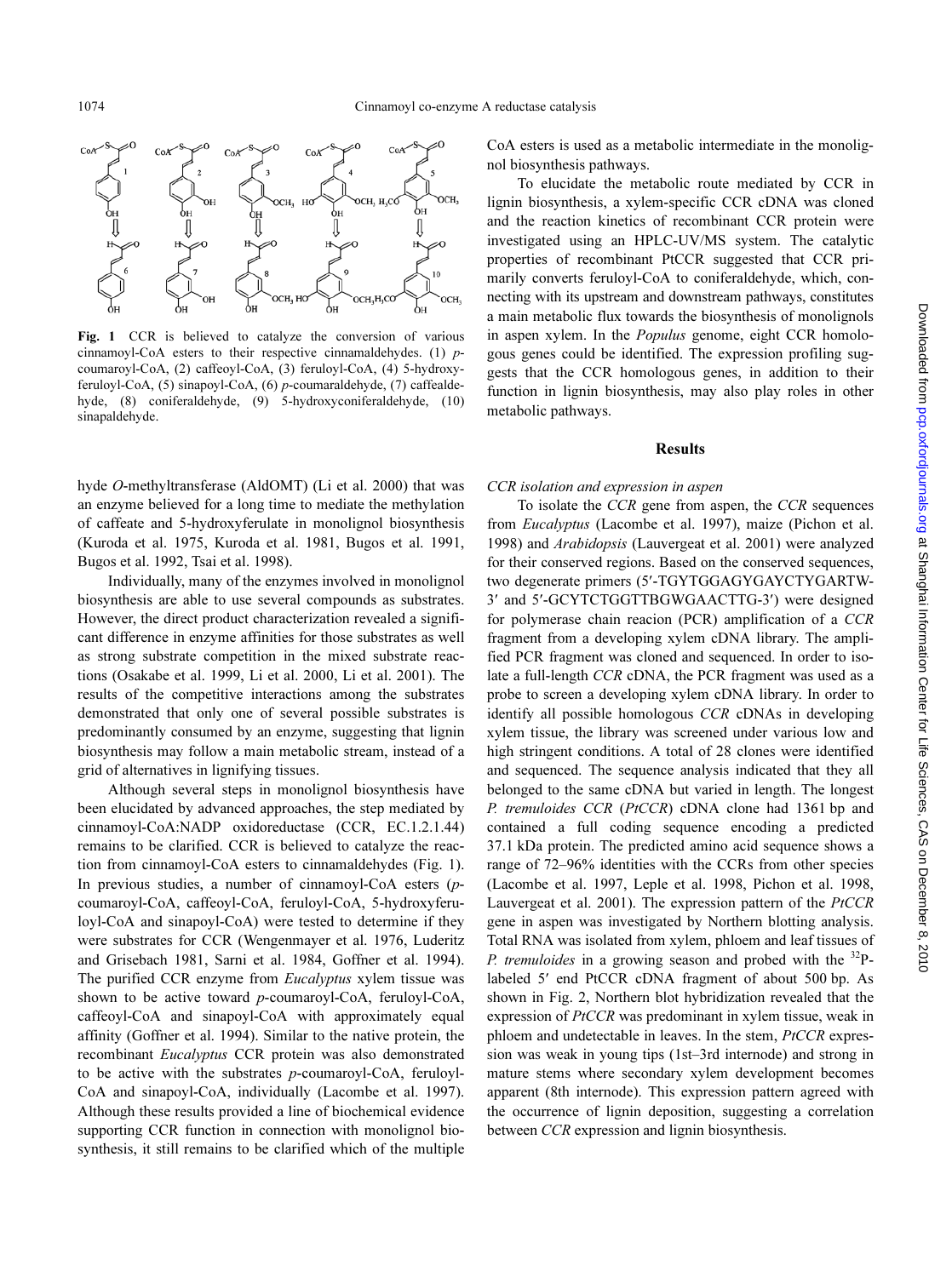Fig. 1 CCR is believed to catalyze the conversion of various cinnamoyl-CoA esters to their respective cinnamaldehydes. (1) *p*-coumaroyl-CoA, (2) caffeoyl-CoA, (3) feruloyl-CoA, (4) 5-hydroxyferuloyl-CoA, (5) sinapoyl-CoA, (6) *p*-coumaraldehyde, (7) caffealdehyde, (8) coniferaldehyde, (9) 5-hydroxyconiferaldehyde, (10) sinapaldehyde.

hyde *O*-methyltransferase (AldOMT) (Li et al. 2000) that was an enzyme believed for a long time to mediate the methylation of caffeate and 5-hydroxyferulate in monolignol biosynthesis (Kuroda et al. 1975, Kuroda et al. 1981, Bugos et al. 1991, Bugos et al. 1992, Tsai et al. 1998).

Individually, many of the enzymes involved in monolignol biosynthesis are able to use several compounds as substrates. However, the direct product characterization revealed a significant difference in enzyme affinities for those substrates as well as strong substrate competition in the mixed substrate reactions (Osakabe et al. 1999, Li et al. 2000, Li et al. 2001). The results of the competitive interactions among the substrates demonstrated that only one of several possible substrates is predominantly consumed by an enzyme, suggesting that lignin biosynthesis may follow a main metabolic stream, instead of a grid of alternatives in lignifying tissues.

Although several steps in monolignol biosynthesis have been elucidated by advanced approaches, the step mediated by cinnamoyl-CoA:NADP oxidoreductase (CCR, EC.1.2.1.44) remains to be clarified. CCR is believed to catalyze the reaction from cinnamoyl-CoA esters to cinnamaldehydes (Fig. 1). In previous studies, a number of cinnamoyl-CoA esters (*p*-coumaroyl-CoA, caffeoyl-CoA, feruloyl-CoA, 5-hydroxyferuloyl-CoA and sinapoyl-CoA) were tested to determine if they were substrates for CCR (Wengenmayer et al. 1976, Luderitz and Grisebach 1981, Sarni et al. 1984, Goffner et al. 1994). The purified CCR enzyme from *Eucalyptus* xylem tissue was shown to be active toward *p*-coumaroyl-CoA, feruloyl-CoA, caffeoyl-CoA and sinapoyl-CoA with approximately equal affinity (Goffner et al. 1994). Similar to the native protein, the recombinant *Eucalyptus* CCR protein was also demonstrated to be active with the substrates *p*-coumaroyl-CoA, feruloyl-CoA and sinapoyl-CoA, individually (Lacombe et al. 1997). Although these results provided a line of biochemical evidence supporting CCR function in connection with monolignol biosynthesis, it still remains to be clarified which of the multiple CoA esters is used as a metabolic intermediate in the monolignol biosynthesis pathways.

To elucidate the metabolic route mediated by CCR in lignin biosynthesis, a xylem-specific CCR cDNA was cloned and the reaction kinetics of recombinant CCR protein were investigated using an HPLC-UV/MS system. The catalytic properties of recombinant PtCCR suggested that CCR primarily converts feruloyl-CoA to coniferaldehyde, which, connecting with its upstream and downstream pathways, constitutes a main metabolic flux towards the biosynthesis of monolignols in aspen xylem. In the *Populus* genome, eight CCR homologous genes could be identified. The expression profiling suggests that the CCR homologous genes, in addition to their function in lignin biosynthesis, may also play roles in other metabolic pathways.

## Results

### *CCR isolation and expression in aspen*

To isolate the *CCR* gene from aspen, the *CCR* sequences from *Eucalyptus* (Lacombe et al. 1997), maize (Pichon et al. 1998) and *Arabidopsis* (Lauvergeat et al. 2001) were analyzed for their conserved regions. Based on the conserved sequences, two degenerate primers (5′-TGYTGGAGYGAYCTYGARTW-3′ and 5′-GCYTCTGGTTBGWGAACTTG-3′) were designed for polymerase chain reacion (PCR) amplification of a *CCR* fragment from a developing xylem cDNA library. The amplified PCR fragment was cloned and sequenced. In order to isolate a full-length *CCR* cDNA, the PCR fragment was used as a probe to screen a developing xylem cDNA library. In order to identify all possible homologous *CCR* cDNAs in developing xylem tissue, the library was screened under various low and high stringent conditions. A total of 28 clones were identified and sequenced. The sequence analysis indicated that they all belonged to the same cDNA but varied in length. The longest *P. tremuloides CCR* (*PtCCR*) cDNA clone had 1361 bp and contained a full coding sequence encoding a predicted 37.1 kDa protein. The predicted amino acid sequence shows a range of 72–96% identities with the CCRs from other species (Lacombe et al. 1997, Leple et al. 1998, Pichon et al. 1998, Lauvergeat et al. 2001). The expression pattern of the *PtCCR* gene in aspen was investigated by Northern blotting analysis. Total RNA was isolated from xylem, phloem and leaf tissues of *P. tremuloides* in a growing season and probed with the $^{32}$P-labeled 5′ end PtCCR cDNA fragment of about 500 bp. As shown in Fig. 2, Northern blot hybridization revealed that the expression of *PtCCR* was predominant in xylem tissue, weak in phloem and undetectable in leaves. In the stem, *PtCCR* expression was weak in young tips (1st–3rd internode) and strong in mature stems where secondary xylem development becomes apparent (8th internode). This expression pattern agreed with the occurrence of lignin deposition, suggesting a correlation between *CCR* expression and lignin biosynthesis.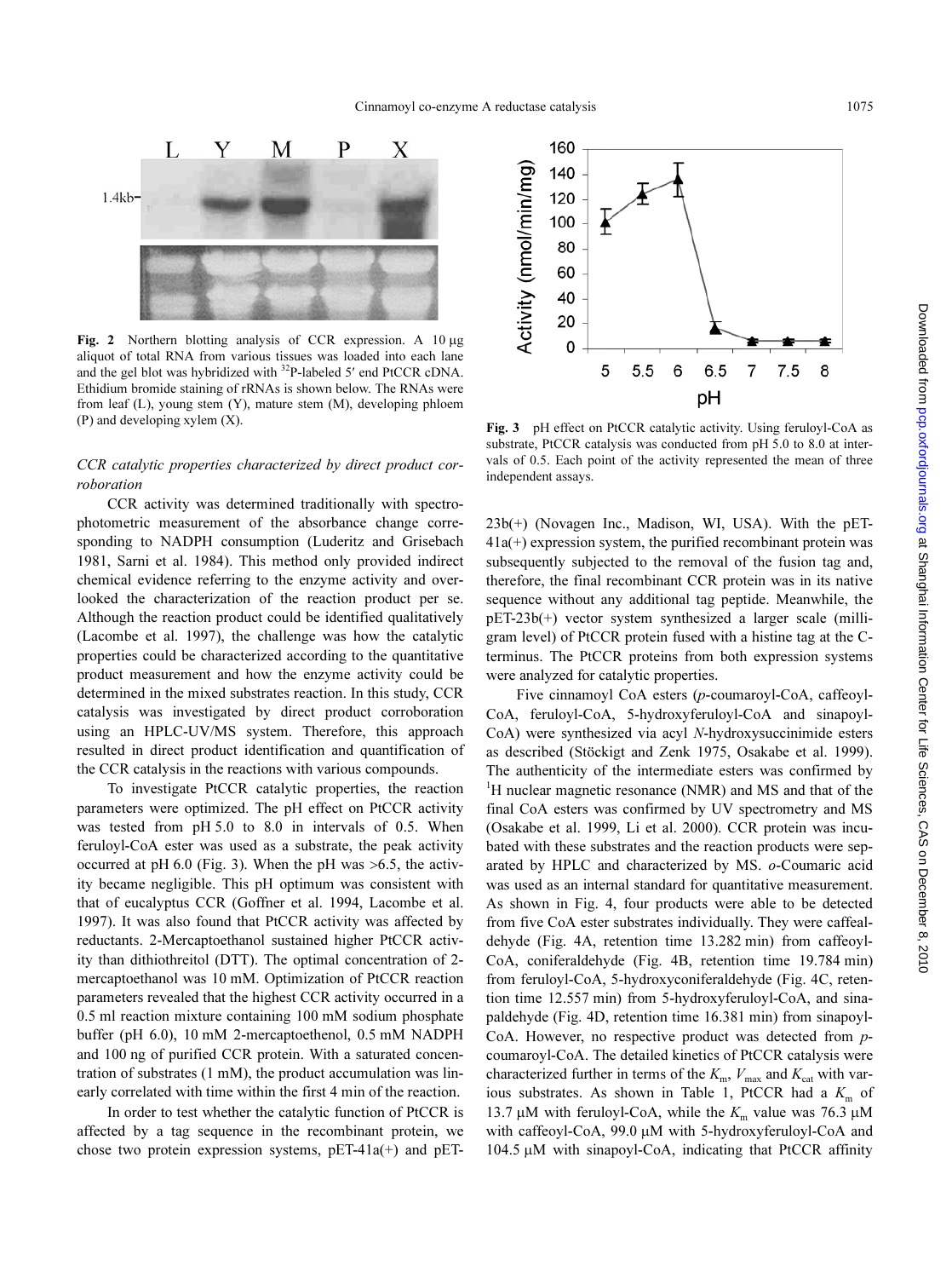L Y M P X

1.4kb

Fig. 2 Northern blotting analysis of CCR expression. A 10 μg aliquot of total RNA from various tissues was loaded into each lane and the gel blot was hybridized with $^{32}$P-labeled 5′ end PtCCR cDNA. Ethidium bromide staining of rRNAs is shown below. The RNAs were from leaf (L), young stem (Y), mature stem (M), developing phloem (P) and developing xylem (X).

Activity (nmol/min/mg)

160
140
120
100
80
60
40
20
0

5 5.5 6 6.5 7 7.5 8

pH

Fig. 3 pH effect on PtCCR catalytic activity. Using feruloyl-CoA as substrate, PtCCR catalysis was conducted from pH 5.0 to 8.0 at intervals of 0.5. Each point of the activity represented the mean of three independent assays.

### *CCR catalytic properties characterized by direct product corroboration*

CCR activity was determined traditionally with spectrophotometric measurement of the absorbance change corresponding to NADPH consumption (Luderitz and Grisebach 1981, Sarni et al. 1984). This method only provided indirect chemical evidence referring to the enzyme activity and overlooked the characterization of the reaction product per se. Although the reaction product could be identified qualitatively (Lacombe et al. 1997), the challenge was how the catalytic properties could be characterized according to the quantitative product measurement and how the enzyme activity could be determined in the mixed substrates reaction. In this study, CCR catalysis was investigated by direct product corroboration using an HPLC-UV/MS system. Therefore, this approach resulted in direct product identification and quantification of the CCR catalysis in the reactions with various compounds.

To investigate PtCCR catalytic properties, the reaction parameters were optimized. The pH effect on PtCCR activity was tested from pH 5.0 to 8.0 in intervals of 0.5. When feruloyl-CoA ester was used as a substrate, the peak activity occurred at pH 6.0 (Fig. 3). When the pH was >6.5, the activity became negligible. This pH optimum was consistent with that of eucalyptus CCR (Goffner et al. 1994, Lacombe et al. 1997). It was also found that PtCCR activity was affected by reductants. 2-Mercaptoethanol sustained higher PtCCR activity than dithiothreitol (DTT). The optimal concentration of 2-mercaptoethanol was 10 mM. Optimization of PtCCR reaction parameters revealed that the highest CCR activity occurred in a 0.5 ml reaction mixture containing 100 mM sodium phosphate buffer (pH 6.0), 10 mM 2-mercaptoethenol, 0.5 mM NADPH and 100 ng of purified CCR protein. With a saturated concentration of substrates (1 mM), the product accumulation was linearly correlated with time within the first 4 min of the reaction.

In order to test whether the catalytic function of PtCCR is affected by a tag sequence in the recombinant protein, we chose two protein expression systems, pET-41a(+) and pET-23b(+) (Novagen Inc., Madison, WI, USA). With the pET-41a(+) expression system, the purified recombinant protein was subsequently subjected to the removal of the fusion tag and, therefore, the final recombinant CCR protein was in its native sequence without any additional tag peptide. Meanwhile, the pET-23b(+) vector system synthesized a larger scale (milligram level) of PtCCR protein fused with a histine tag at the C-terminus. The PtCCR proteins from both expression systems were analyzed for catalytic properties.

Five cinnamoyl CoA esters (*p*-coumaroyl-CoA, caffeoyl-CoA, feruloyl-CoA, 5-hydroxyferuloyl-CoA and sinapoyl-CoA) were synthesized via acyl *N*-hydroxysuccinimide esters as described (Stöckigt and Zenk 1975, Osakabe et al. 1999). The authenticity of the intermediate esters was confirmed by $^{1}$H nuclear magnetic resonance (NMR) and MS and that of the final CoA esters was confirmed by UV spectrometry and MS (Osakabe et al. 1999, Li et al. 2000). CCR protein was incubated with these substrates and the reaction products were separated by HPLC and characterized by MS. *o*-Coumaric acid was used as an internal standard for quantitative measurement. As shown in Fig. 4, four products were able to be detected from five CoA ester substrates individually. They were caffealdehyde (Fig. 4A, retention time 13.282 min) from caffeoyl-CoA, coniferaldehyde (Fig. 4B, retention time 19.784 min) from feruloyl-CoA, 5-hydroxyconiferaldehyde (Fig. 4C, retention time 12.557 min) from 5-hydroxyferuloyl-CoA, and sinapaldehyde (Fig. 4D, retention time 16.381 min) from sinapoyl-CoA. However, no respective product was detected from *p*-coumaroyl-CoA. The detailed kinetics of PtCCR catalysis were characterized further in terms of the $K_m$, $V_{max}$ and $K_{cat}$ with various substrates. As shown in Table 1, PtCCR had a $K_m$ of 13.7 μM with feruloyl-CoA, while the $K_m$ value was 76.3 μM with caffeoyl-CoA, 99.0 μM with 5-hydroxyferuloyl-CoA and 104.5 μM with sinapoyl-CoA, indicating that PtCCR affinity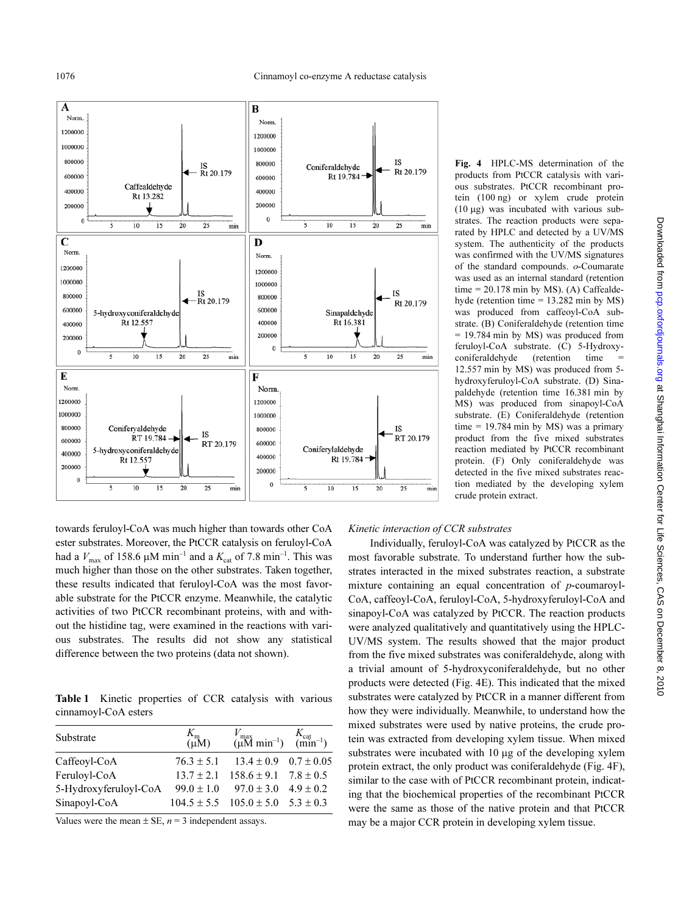A
Norm.
1200000
1000000
800000
600000
400000
200000
0
5 10 15 20 25 min
IS
Rt 20.179
Caffealdehyde
Rt 13.282

B
Norm.
1200000
1000000
800000
600000
400000
200000
0
5 10 15 20 25 min
Coniferaldehyde
Rt 19.784
IS
Rt 20.179

C
Norm.
1200000
1000000
800000
600000
400000
200000
0
5 10 15 20 25 min
IS
Rt 20.179
5-hydroxyconiferaldehyde
Rt 12.557

D
Norm.
1200000
1000000
800000
600000
400000
200000
0
5 10 15 20 25 min
IS
Rt 20.179
Sinapaldehyde
Rt 16.381

E
Norm.
1200000
1000000
800000
600000
400000
200000
0
5 10 15 20 25 min
Coniferyaldehyde
RT 19.784
IS
RT 20.179
5-hydroxyconiferaldehyde
Rt 12.557

F
Norm.
1200000
1000000
800000
600000
400000
200000
0
5 10 15 20 25 min
IS
RT 20.179
Coniferylaldehyde
Rt 19.784

**Fig. 4** HPLC-MS determination of the products from PtCCR catalysis with various substrates. PtCCR recombinant protein (100 ng) or xylem crude protein (10 μg) was incubated with various substrates. The reaction products were separated by HPLC and detected by a UV/MS system. The authenticity of the products was confirmed with the UV/MS signatures of the standard compounds. *o*-Coumarate was used as an internal standard (retention time = 20.178 min by MS). (A) Caffealdehyde (retention time = 13.282 min by MS) was produced from caffeoyl-CoA substrate. (B) Coniferaldehyde (retention time = 19.784 min by MS) was produced from feruloyl-CoA substrate. (C) 5-Hydroxyconiferaldehyde (retention time = 12.557 min by MS) was produced from 5-hydroxyferuloyl-CoA substrate. (D) Sinapaldehyde (retention time 16.381 min by MS) was produced from sinapoyl-CoA substrate. (E) Coniferaldehyde (retention time = 19.784 min by MS) was a primary product from the five mixed substrates reaction mediated by PtCCR recombinant protein. (F) Only coniferaldehyde was detected in the five mixed substrates reaction mediated by the developing xylem crude protein extract.

towards feruloyl-CoA was much higher than towards other CoA ester substrates. Moreover, the PtCCR catalysis on feruloyl-CoA had a $V_{max}$ of 158.6 μM min$^{-1}$ and a $K_{cat}$ of 7.8 min$^{-1}$. This was much higher than those on the other substrates. Taken together, these results indicated that feruloyl-CoA was the most favorable substrate for the PtCCR enzyme. Meanwhile, the catalytic activities of two PtCCR recombinant proteins, with and without the histidine tag, were examined in the reactions with various substrates. The results did not show any statistical difference between the two proteins (data not shown).

**Table 1** Kinetic properties of CCR catalysis with various cinnamoyl-CoA esters

| Substrate | $K_m$ (μM) | $V_{max}$ (μM min$^{-1}$) | $K_{cat}$ (min$^{-1}$) |
|---|---|---|---|
| Caffeoyl-CoA | 76.3 ± 5.1 | 13.4 ± 0.9 | 0.7 ± 0.05 |
| Feruloyl-CoA | 13.7 ± 2.1 | 158.6 ± 9.1 | 7.8 ± 0.5 |
| 5-Hydroxyferuloyl-CoA | 99.0 ± 1.0 | 97.0 ± 3.0 | 4.9 ± 0.2 |
| Sinapoyl-CoA | 104.5 ± 5.5 | 105.0 ± 5.0 | 5.3 ± 0.3 |

Values were the mean ± SE, $n$ = 3 independent assays.

### *Kinetic interaction of CCR substrates*

Individually, feruloyl-CoA was catalyzed by PtCCR as the most favorable substrate. To understand further how the substrates interacted in the mixed substrates reaction, a substrate mixture containing an equal concentration of *p*-coumaroyl-CoA, caffeoyl-CoA, feruloyl-CoA, 5-hydroxyferuloyl-CoA and sinapoyl-CoA was catalyzed by PtCCR. The reaction products were analyzed qualitatively and quantitatively using the HPLC-UV/MS system. The results showed that the major product from the five mixed substrates was coniferaldehyde, along with a trivial amount of 5-hydroxyconiferaldehyde, but no other products were detected (Fig. 4E). This indicated that the mixed substrates were catalyzed by PtCCR in a manner different from how they were individually. Meanwhile, to understand how the mixed substrates were used by native proteins, the crude protein was extracted from developing xylem tissue. When mixed substrates were incubated with 10 μg of the developing xylem protein extract, the only product was coniferaldehyde (Fig. 4F), similar to the case with of PtCCR recombinant protein, indicating that the biochemical properties of the recombinant PtCCR were the same as those of the native protein and that PtCCR may be a major CCR protein in developing xylem tissue.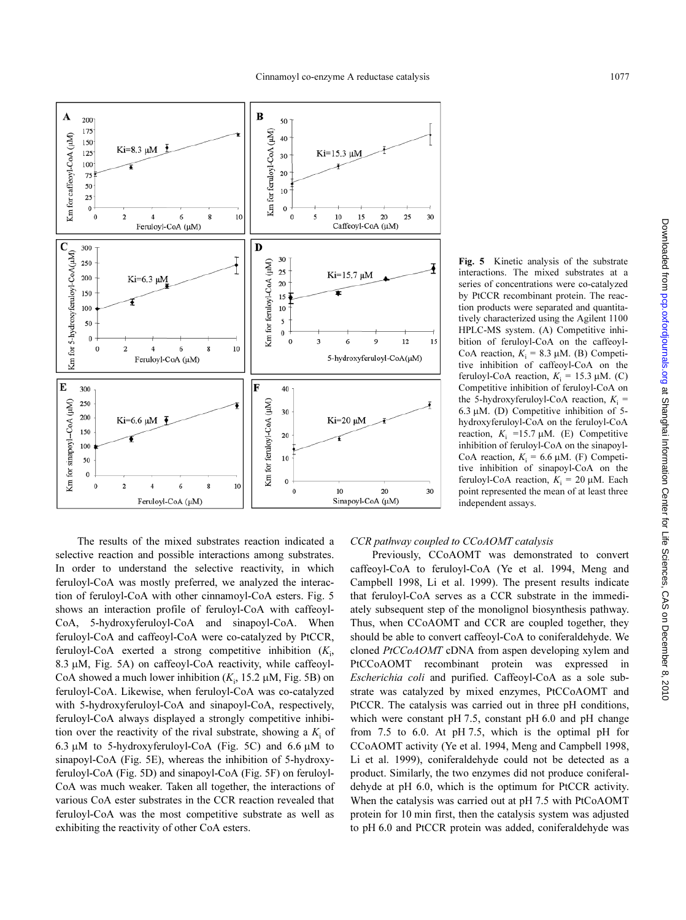A

Ki=8.3 µM

Km for caffeoyl-CoA (µM)

Feruloyl-CoA (µM)

B

Ki=15.3 µM

Km for feruloyl-CoA (µM)

Caffeoyl-CoA (µM)

C

Ki=6.3 µM

Km for 5-hydroxyferuloyl-CoA(µM)

Feruloyl-CoA (µM)

D

Ki=15.7 µM

Km for feruloyl-CoA (µM)

5-hydroxyferuloyl-CoA(µM)

E

Ki=6.6 µM

Km for sinapoyl-CoA (µM)

Feruloyl-CoA (µM)

F

Ki=20 µM

Km for feruloyl-CoA (µM)

Sinapoyl-CoA (µM)

**Fig. 5** Kinetic analysis of the substrate interactions. The mixed substrates at a series of concentrations were co-catalyzed by PtCCR recombinant protein. The reaction products were separated and quantitatively characterized using the Agilent 1100 HPLC-MS system. (A) Competitive inhibition of feruloyl-CoA on the caffeoyl-CoA reaction, $K_i$ = 8.3 µM. (B) Competitive inhibition of caffeoyl-CoA on the feruloyl-CoA reaction, $K_i$ = 15.3 µM. (C) Competitive inhibition of feruloyl-CoA on the 5-hydroxyferuloyl-CoA reaction, $K_i$ = 6.3 µM. (D) Competitive inhibition of 5-hydroxyferuloyl-CoA on the feruloyl-CoA reaction, $K_i$ =15.7 µM. (E) Competitive inhibition of feruloyl-CoA on the sinapoyl-CoA reaction, $K_i$ = 6.6 µM. (F) Competitive inhibition of sinapoyl-CoA on the feruloyl-CoA reaction, $K_i$ = 20 µM. Each point represented the mean of at least three independent assays.

The results of the mixed substrates reaction indicated a selective reaction and possible interactions among substrates. In order to understand the selective reactivity, in which feruloyl-CoA was mostly preferred, we analyzed the interaction of feruloyl-CoA with other cinnamoyl-CoA esters. Fig. 5 shows an interaction profile of feruloyl-CoA with caffeoyl-CoA, 5-hydroxyferuloyl-CoA and sinapoyl-CoA. When feruloyl-CoA and caffeoyl-CoA were co-catalyzed by PtCCR, feruloyl-CoA exerted a strong competitive inhibition ($K_i$, 8.3 µM, Fig. 5A) on caffeoyl-CoA reactivity, while caffeoyl-CoA showed a much lower inhibition ($K_i$, 15.2 µM, Fig. 5B) on feruloyl-CoA. Likewise, when feruloyl-CoA was co-catalyzed with 5-hydroxyferuloyl-CoA and sinapoyl-CoA, respectively, feruloyl-CoA always displayed a strongly competitive inhibition over the reactivity of the rival substrate, showing a $K_i$ of 6.3 µM to 5-hydroxyferuloyl-CoA (Fig. 5C) and 6.6 µM to sinapoyl-CoA (Fig. 5E), whereas the inhibition of 5-hydroxyferuloyl-CoA (Fig. 5D) and sinapoyl-CoA (Fig. 5F) on feruloyl-CoA was much weaker. Taken all together, the interactions of various CoA ester substrates in the CCR reaction revealed that feruloyl-CoA was the most competitive substrate as well as exhibiting the reactivity of other CoA esters.

*CCR pathway coupled to CCoAOMT catalysis*

Previously, CCoAOMT was demonstrated to convert caffeoyl-CoA to feruloyl-CoA (Ye et al. 1994, Meng and Campbell 1998, Li et al. 1999). The present results indicate that feruloyl-CoA serves as a CCR substrate in the immediately subsequent step of the monolignol biosynthesis pathway. Thus, when CCoAOMT and CCR are coupled together, they should be able to convert caffeoyl-CoA to coniferaldehyde. We cloned *PtCCoAOMT* cDNA from aspen developing xylem and PtCCoAOMT recombinant protein was expressed in *Escherichia coli* and purified. Caffeoyl-CoA as a sole substrate was catalyzed by mixed enzymes, PtCCoAOMT and PtCCR. The catalysis was carried out in three pH conditions, which were constant pH 7.5, constant pH 6.0 and pH change from 7.5 to 6.0. At pH 7.5, which is the optimal pH for CCoAOMT activity (Ye et al. 1994, Meng and Campbell 1998, Li et al. 1999), coniferaldehyde could not be detected as a product. Similarly, the two enzymes did not produce coniferaldehyde at pH 6.0, which is the optimum for PtCCR activity. When the catalysis was carried out at pH 7.5 with PtCoAOMT protein for 10 min first, then the catalysis system was adjusted to pH 6.0 and PtCCR protein was added, coniferaldehyde was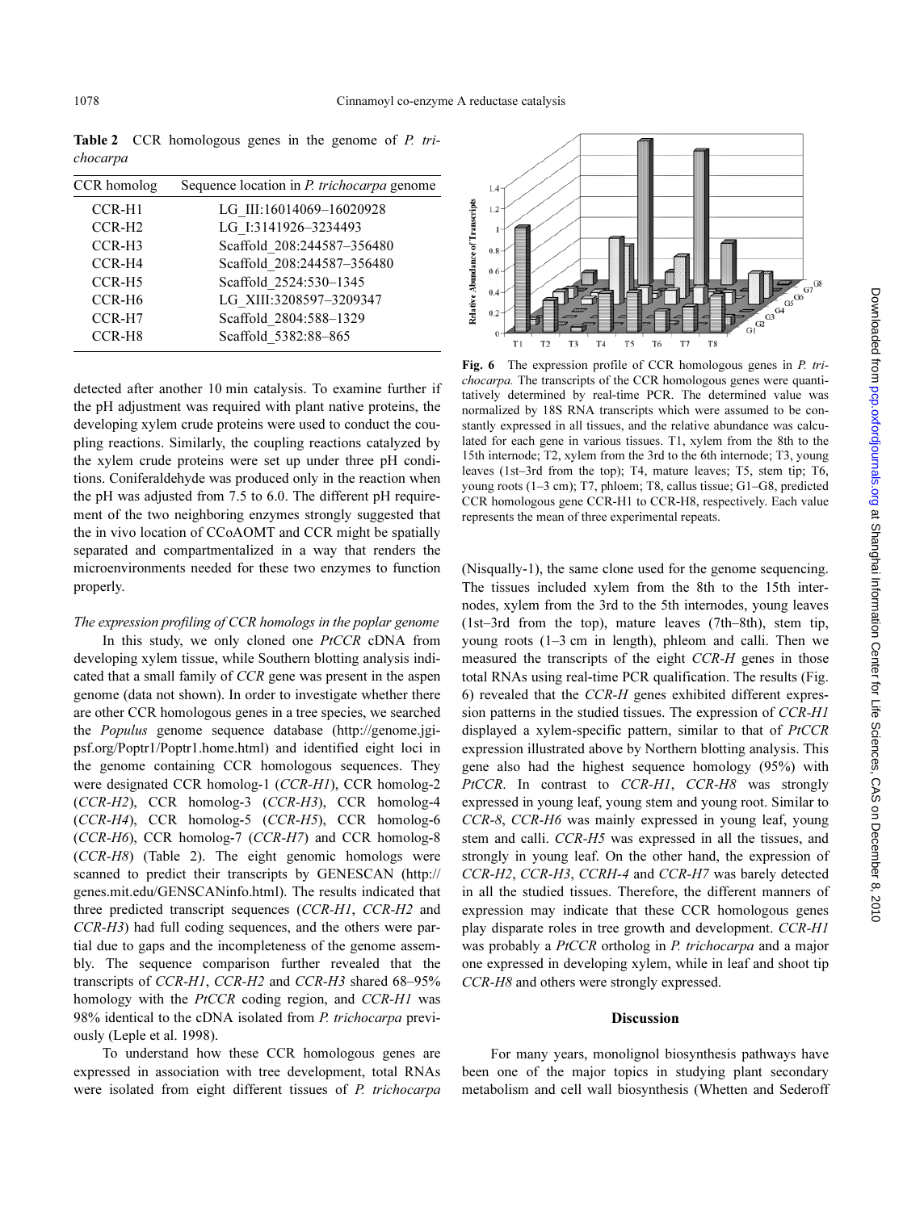**Table 2** CCR homologous genes in the genome of *P. trichocarpa*

| CCR homolog | Sequence location in *P. trichocarpa* genome |
|---|---|
| CCR-H1 | LG_III:16014069–16020928 |
| CCR-H2 | LG_I:3141926–3234493 |
| CCR-H3 | Scaffold_208:244587–356480 |
| CCR-H4 | Scaffold_208:244587–356480 |
| CCR-H5 | Scaffold_2524:530–1345 |
| CCR-H6 | LG_XIII:3208597–3209347 |
| CCR-H7 | Scaffold_2804:588–1329 |
| CCR-H8 | Scaffold_5382:88–865 |

detected after another 10 min catalysis. To examine further if the pH adjustment was required with plant native proteins, the developing xylem crude proteins were used to conduct the coupling reactions. Similarly, the coupling reactions catalyzed by the xylem crude proteins were set up under three pH conditions. Coniferaldehyde was produced only in the reaction when the pH was adjusted from 7.5 to 6.0. The different pH requirement of the two neighboring enzymes strongly suggested that the in vivo location of CCoAOMT and CCR might be spatially separated and compartmentalized in a way that renders the microenvironments needed for these two enzymes to function properly.

*The expression profiling of CCR homologs in the poplar genome*

In this study, we only cloned one *PtCCR* cDNA from developing xylem tissue, while Southern blotting analysis indicated that a small family of *CCR* gene was present in the aspen genome (data not shown). In order to investigate whether there are other CCR homologous genes in a tree species, we searched the *Populus* genome sequence database (http://genome.jgi-psf.org/Poptr1/Poptr1.home.html) and identified eight loci in the genome containing CCR homologous sequences. They were designated CCR homolog-1 (*CCR-H1*), CCR homolog-2 (*CCR-H2*), CCR homolog-3 (*CCR-H3*), CCR homolog-4 (*CCR-H4*), CCR homolog-5 (*CCR-H5*), CCR homolog-6 (*CCR-H6*), CCR homolog-7 (*CCR-H7*) and CCR homolog-8 (*CCR-H8*) (Table 2). The eight genomic homologs were scanned to predict their transcripts by GENESCAN (http://genes.mit.edu/GENSCANinfo.html). The results indicated that three predicted transcript sequences (*CCR-H1*, *CCR-H2* and *CCR-H3*) had full coding sequences, and the others were partial due to gaps and the incompleteness of the genome assembly. The sequence comparison further revealed that the transcripts of *CCR-H1*, *CCR-H2* and *CCR-H3* shared 68–95% homology with the *PtCCR* coding region, and *CCR-H1* was 98% identical to the cDNA isolated from *P. trichocarpa* previously (Leple et al. 1998).

To understand how these CCR homologous genes are expressed in association with tree development, total RNAs were isolated from eight different tissues of *P. trichocarpa*

Relative Abundance of Transcripts
0
0.2
0.4
0.6
0.8
1
1.2
1.4
T1 T2 T3 T4 T5 T6 T7 T8
G1 G2 G3 G4 G5 G6 G7 G8

**Fig. 6** The expression profile of CCR homologous genes in *P. trichocarpa.* The transcripts of the CCR homologous genes were quantitatively determined by real-time PCR. The determined value was normalized by 18S RNA transcripts which were assumed to be constantly expressed in all tissues, and the relative abundance was calculated for each gene in various tissues. T1, xylem from the 8th to the 15th internode; T2, xylem from the 3rd to the 6th internode; T3, young leaves (1st–3rd from the top); T4, mature leaves; T5, stem tip; T6, young roots (1–3 cm); T7, phloem; T8, callus tissue; G1–G8, predicted CCR homologous gene CCR-H1 to CCR-H8, respectively. Each value represents the mean of three experimental repeats.

(Nisqually-1), the same clone used for the genome sequencing. The tissues included xylem from the 8th to the 15th internodes, xylem from the 3rd to the 5th internodes, young leaves (1st–3rd from the top), mature leaves (7th–8th), stem tip, young roots (1–3 cm in length), phloem and calli. Then we measured the transcripts of the eight *CCR-H* genes in those total RNAs using real-time PCR qualification. The results (Fig. 6) revealed that the *CCR-H* genes exhibited different expression patterns in the studied tissues. The expression of *CCR-H1* displayed a xylem-specific pattern, similar to that of *PtCCR* expression illustrated above by Northern blotting analysis. This gene also had the highest sequence homology (95%) with *PtCCR*. In contrast to *CCR-H1*, *CCR-H8* was strongly expressed in young leaf, young stem and young root. Similar to *CCR-8*, *CCR-H6* was mainly expressed in young leaf, young stem and calli. *CCR-H5* was expressed in all the tissues, and strongly in young leaf. On the other hand, the expression of *CCR-H2*, *CCR-H3*, *CCRH-4* and *CCR-H7* was barely detected in all the studied tissues. Therefore, the different manners of expression may indicate that these CCR homologous genes play disparate roles in tree growth and development. *CCR-H1* was probably a *PtCCR* ortholog in *P. trichocarpa* and a major one expressed in developing xylem, while in leaf and shoot tip *CCR-H8* and others were strongly expressed.

## Discussion

For many years, monolignol biosynthesis pathways have been one of the major topics in studying plant secondary metabolism and cell wall biosynthesis (Whetten and Sederoff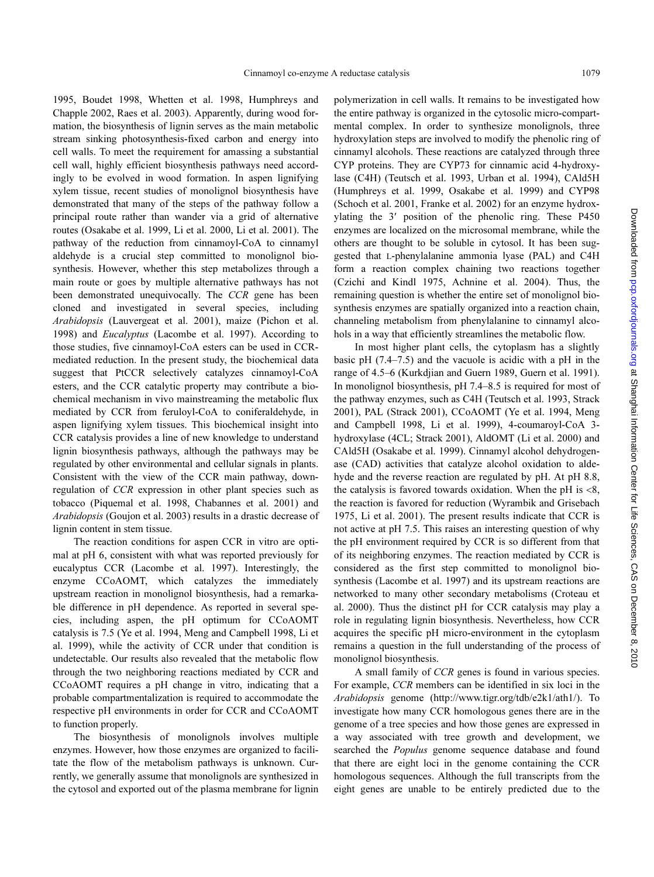1995, Boudet 1998, Whetten et al. 1998, Humphreys and Chapple 2002, Raes et al. 2003). Apparently, during wood formation, the biosynthesis of lignin serves as the main metabolic stream sinking photosynthesis-fixed carbon and energy into cell walls. To meet the requirement for amassing a substantial cell wall, highly efficient biosynthesis pathways need accordingly to be evolved in wood formation. In aspen lignifying xylem tissue, recent studies of monolignol biosynthesis have demonstrated that many of the steps of the pathway follow a principal route rather than wander via a grid of alternative routes (Osakabe et al. 1999, Li et al. 2000, Li et al. 2001). The pathway of the reduction from cinnamoyl-CoA to cinnamyl aldehyde is a crucial step committed to monolignol biosynthesis. However, whether this step metabolizes through a main route or goes by multiple alternative pathways has not been demonstrated unequivocally. The *CCR* gene has been cloned and investigated in several species, including *Arabidopsis* (Lauvergeat et al. 2001), maize (Pichon et al. 1998) and *Eucalyptus* (Lacombe et al. 1997). According to those studies, five cinnamoyl-CoA esters can be used in CCR-mediated reduction. In the present study, the biochemical data suggest that PtCCR selectively catalyzes cinnamoyl-CoA esters, and the CCR catalytic property may contribute a biochemical mechanism in vivo mainstreaming the metabolic flux mediated by CCR from feruloyl-CoA to coniferaldehyde, in aspen lignifying xylem tissues. This biochemical insight into CCR catalysis provides a line of new knowledge to understand lignin biosynthesis pathways, although the pathways may be regulated by other environmental and cellular signals in plants. Consistent with the view of the CCR main pathway, down-regulation of *CCR* expression in other plant species such as tobacco (Piquemal et al. 1998, Chabannes et al. 2001) and *Arabidopsis* (Goujon et al. 2003) results in a drastic decrease of lignin content in stem tissue.

The reaction conditions for aspen CCR in vitro are optimal at pH 6, consistent with what was reported previously for eucalyptus CCR (Lacombe et al. 1997). Interestingly, the enzyme CCoAOMT, which catalyzes the immediately upstream reaction in monolignol biosynthesis, had a remarkable difference in pH dependence. As reported in several species, including aspen, the pH optimum for CCoAOMT catalysis is 7.5 (Ye et al. 1994, Meng and Campbell 1998, Li et al. 1999), while the activity of CCR under that condition is undetectable. Our results also revealed that the metabolic flow through the two neighboring reactions mediated by CCR and CCoAOMT requires a pH change in vitro, indicating that a probable compartmentalization is required to accommodate the respective pH environments in order for CCR and CCoAOMT to function properly.

The biosynthesis of monolignols involves multiple enzymes. However, how those enzymes are organized to facilitate the flow of the metabolism pathways is unknown. Currently, we generally assume that monolignols are synthesized in the cytosol and exported out of the plasma membrane for lignin polymerization in cell walls. It remains to be investigated how the entire pathway is organized in the cytosolic micro-compartmental complex. In order to synthesize monolignols, three hydroxylation steps are involved to modify the phenolic ring of cinnamyl alcohols. These reactions are catalyzed through three CYP proteins. They are CYP73 for cinnamic acid 4-hydroxylase (C4H) (Teutsch et al. 1993, Urban et al. 1994), CAld5H (Humphreys et al. 1999, Osakabe et al. 1999) and CYP98 (Schoch et al. 2001, Franke et al. 2002) for an enzyme hydroxylating the 3′ position of the phenolic ring. These P450 enzymes are localized on the microsomal membrane, while the others are thought to be soluble in cytosol. It has been suggested that L-phenylalanine ammonia lyase (PAL) and C4H form a reaction complex chaining two reactions together (Czichi and Kindl 1975, Achnine et al. 2004). Thus, the remaining question is whether the entire set of monolignol biosynthesis enzymes are spatially organized into a reaction chain, channeling metabolism from phenylalanine to cinnamyl alcohols in a way that efficiently streamlines the metabolic flow.

In most higher plant cells, the cytoplasm has a slightly basic pH (7.4–7.5) and the vacuole is acidic with a pH in the range of 4.5–6 (Kurkdjian and Guern 1989, Guern et al. 1991). In monolignol biosynthesis, pH 7.4–8.5 is required for most of the pathway enzymes, such as C4H (Teutsch et al. 1993, Strack 2001), PAL (Strack 2001), CCoAOMT (Ye et al. 1994, Meng and Campbell 1998, Li et al. 1999), 4-coumaroyl-CoA 3-hydroxylase (4CL; Strack 2001), AldOMT (Li et al. 2000) and CAld5H (Osakabe et al. 1999). Cinnamyl alcohol dehydrogenase (CAD) activities that catalyze alcohol oxidation to aldehyde and the reverse reaction are regulated by pH. At pH 8.8, the catalysis is favored towards oxidation. When the pH is <8, the reaction is favored for reduction (Wyrambik and Grisebach 1975, Li et al. 2001). The present results indicate that CCR is not active at pH 7.5. This raises an interesting question of why the pH environment required by CCR is so different from that of its neighboring enzymes. The reaction mediated by CCR is considered as the first step committed to monolignol biosynthesis (Lacombe et al. 1997) and its upstream reactions are networked to many other secondary metabolisms (Croteau et al. 2000). Thus the distinct pH for CCR catalysis may play a role in regulating lignin biosynthesis. Nevertheless, how CCR acquires the specific pH micro-environment in the cytoplasm remains a question in the full understanding of the process of monolignol biosynthesis.

A small family of *CCR* genes is found in various species. For example, *CCR* members can be identified in six loci in the *Arabidopsis* genome (http://www.tigr.org/tdb/e2k1/ath1/). To investigate how many CCR homologous genes there are in the genome of a tree species and how those genes are expressed in a way associated with tree growth and development, we searched the *Populus* genome sequence database and found that there are eight loci in the genome containing the CCR homologous sequences. Although the full transcripts from the eight genes are unable to be entirely predicted due to the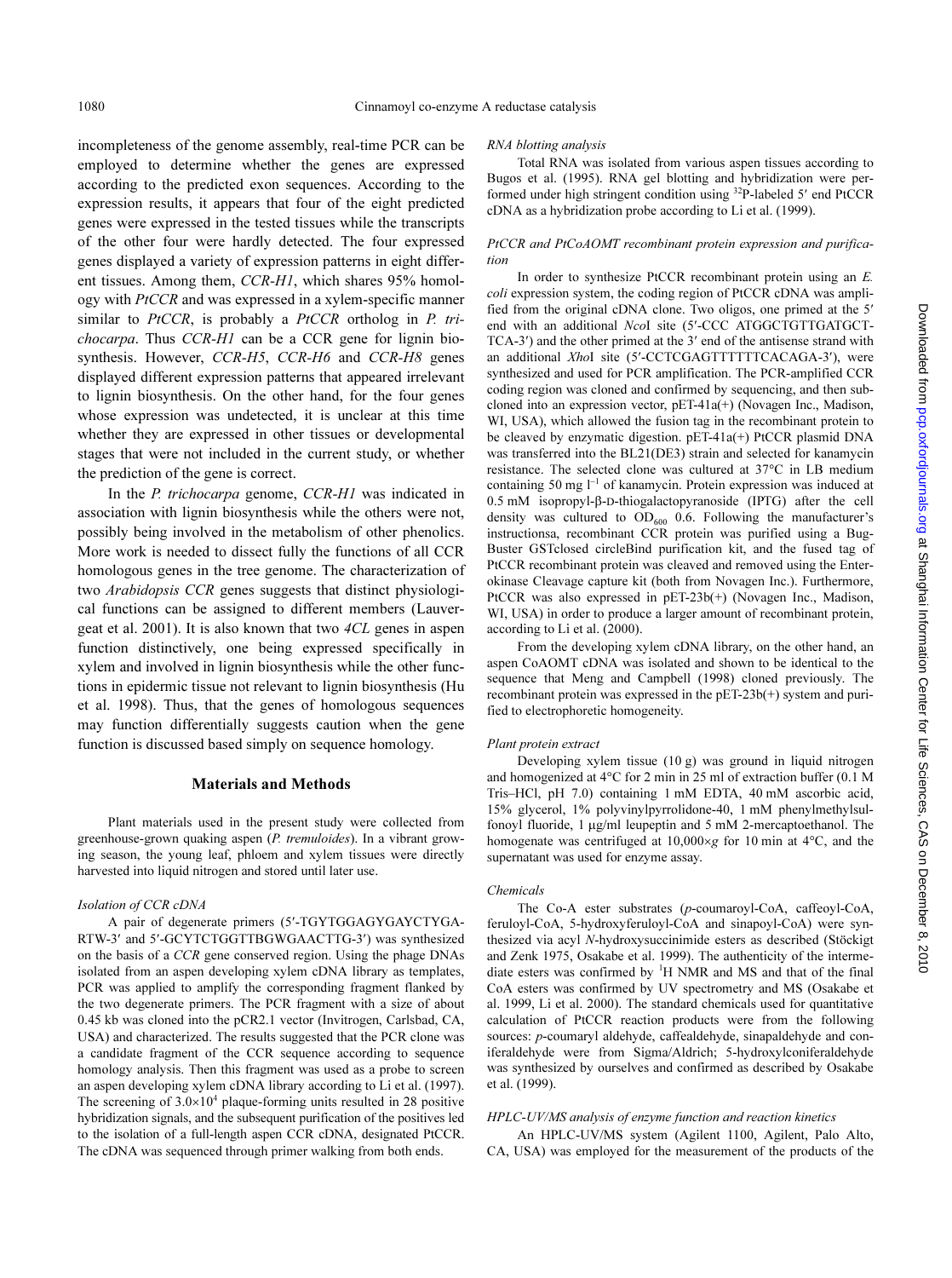incompleteness of the genome assembly, real-time PCR can be employed to determine whether the genes are expressed according to the predicted exon sequences. According to the expression results, it appears that four of the eight predicted genes were expressed in the tested tissues while the transcripts of the other four were hardly detected. The four expressed genes displayed a variety of expression patterns in eight different tissues. Among them, *CCR-H1*, which shares 95% homology with *PtCCR* and was expressed in a xylem-specific manner similar to *PtCCR*, is probably a *PtCCR* ortholog in *P. trichocarpa*. Thus *CCR-H1* can be a CCR gene for lignin biosynthesis. However, *CCR-H5*, *CCR-H6* and *CCR-H8* genes displayed different expression patterns that appeared irrelevant to lignin biosynthesis. On the other hand, for the four genes whose expression was undetected, it is unclear at this time whether they are expressed in other tissues or developmental stages that were not included in the current study, or whether the prediction of the gene is correct.

In the *P. trichocarpa* genome, *CCR-H1* was indicated in association with lignin biosynthesis while the others were not, possibly being involved in the metabolism of other phenolics. More work is needed to dissect fully the functions of all CCR homologous genes in the tree genome. The characterization of two *Arabidopsis CCR* genes suggests that distinct physiological functions can be assigned to different members (Lauvergeat et al. 2001). It is also known that two *4CL* genes in aspen function distinctively, one being expressed specifically in xylem and involved in lignin biosynthesis while the other functions in epidermic tissue not relevant to lignin biosynthesis (Hu et al. 1998). Thus, that the genes of homologous sequences may function differentially suggests caution when the gene function is discussed based simply on sequence homology.

## Materials and Methods

Plant materials used in the present study were collected from greenhouse-grown quaking aspen (*P. tremuloides*). In a vibrant growing season, the young leaf, phloem and xylem tissues were directly harvested into liquid nitrogen and stored until later use.

### *Isolation of CCR cDNA*

A pair of degenerate primers (5′-TGYTGGAGYGAYCTYGARTW-3′ and 5′-GCYTCTGGTTBGWGAACTTG-3′) was synthesized on the basis of a *CCR* gene conserved region. Using the phage DNAs isolated from an aspen developing xylem cDNA library as templates, PCR was applied to amplify the corresponding fragment flanked by the two degenerate primers. The PCR fragment with a size of about 0.45 kb was cloned into the pCR2.1 vector (Invitrogen, Carlsbad, CA, USA) and characterized. The results suggested that the PCR clone was a candidate fragment of the CCR sequence according to sequence homology analysis. Then this fragment was used as a probe to screen an aspen developing xylem cDNA library according to Li et al. (1997). The screening of $3.0\times10^4$ plaque-forming units resulted in 28 positive hybridization signals, and the subsequent purification of the positives led to the isolation of a full-length aspen CCR cDNA, designated PtCCR. The cDNA was sequenced through primer walking from both ends.

### *RNA blotting analysis*

Total RNA was isolated from various aspen tissues according to Bugos et al. (1995). RNA gel blotting and hybridization were performed under high stringent condition using $^{32}$P-labeled 5′ end PtCCR cDNA as a hybridization probe according to Li et al. (1999).

### *PtCCR and PtCoAOMT recombinant protein expression and purification*

In order to synthesize PtCCR recombinant protein using an *E. coli* expression system, the coding region of PtCCR cDNA was amplified from the original cDNA clone. Two oligos, one primed at the 5′ end with an additional *Nco*I site (5′-CCC ATGGCTGTTGATGCTTCA-3′) and the other primed at the 3′ end of the antisense strand with an additional *Xho*I site (5′-CCTCGAGTTTTTTCACAGA-3′), were synthesized and used for PCR amplification. The PCR-amplified CCR coding region was cloned and confirmed by sequencing, and then subcloned into an expression vector, pET-41a(+) (Novagen Inc., Madison, WI, USA), which allowed the fusion tag in the recombinant protein to be cleaved by enzymatic digestion. pET-41a(+) PtCCR plasmid DNA was transferred into the BL21(DE3) strain and selected for kanamycin resistance. The selected clone was cultured at 37°C in LB medium containing 50 mg $l^{-1}$ of kanamycin. Protein expression was induced at 0.5 mM isopropyl-β-D-thiogalactopyranoside (IPTG) after the cell density was cultured to $OD_{600}$ 0.6. Following the manufacturer's instructionsa, recombinant CCR protein was purified using a BugBuster GSTclosed circleBind purification kit, and the fused tag of PtCCR recombinant protein was cleaved and removed using the Enterokinase Cleavage capture kit (both from Novagen Inc.). Furthermore, PtCCR was also expressed in pET-23b(+) (Novagen Inc., Madison, WI, USA) in order to produce a larger amount of recombinant protein, according to Li et al. (2000).

From the developing xylem cDNA library, on the other hand, an aspen CoAOMT cDNA was isolated and shown to be identical to the sequence that Meng and Campbell (1998) cloned previously. The recombinant protein was expressed in the pET-23b(+) system and purified to electrophoretic homogeneity.

### *Plant protein extract*

Developing xylem tissue (10 g) was ground in liquid nitrogen and homogenized at 4°C for 2 min in 25 ml of extraction buffer (0.1 M Tris–HCl, pH 7.0) containing 1 mM EDTA, 40 mM ascorbic acid, 15% glycerol, 1% polyvinylpyrrolidone-40, 1 mM phenylmethylsulfonoyl fluoride, 1 μg/ml leupeptin and 5 mM 2-mercaptoethanol. The homogenate was centrifuged at 10,000×*g* for 10 min at 4°C, and the supernatant was used for enzyme assay.

### *Chemicals*

The Co-A ester substrates (*p*-coumaroyl-CoA, caffeoyl-CoA, feruloyl-CoA, 5-hydroxyferuloyl-CoA and sinapoyl-CoA) were synthesized via acyl *N*-hydroxysuccinimide esters as described (Stöckigt and Zenk 1975, Osakabe et al. 1999). The authenticity of the intermediate esters was confirmed by $^1$H NMR and MS and that of the final CoA esters was confirmed by UV spectrometry and MS (Osakabe et al. 1999, Li et al. 2000). The standard chemicals used for quantitative calculation of PtCCR reaction products were from the following sources: *p*-coumaryl aldehyde, caffealdehyde, sinapaldehyde and coniferaldehyde were from Sigma/Aldrich; 5-hydroxylconiferaldehyde was synthesized by ourselves and confirmed as described by Osakabe et al. (1999).

### *HPLC-UV/MS analysis of enzyme function and reaction kinetics*

An HPLC-UV/MS system (Agilent 1100, Agilent, Palo Alto, CA, USA) was employed for the measurement of the products of the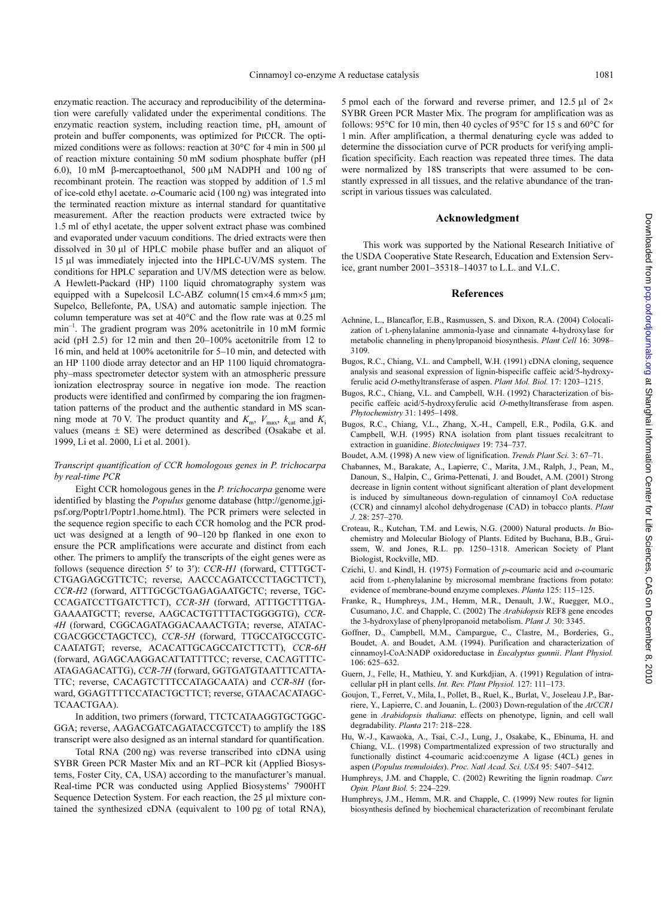enzymatic reaction. The accuracy and reproducibility of the determination were carefully validated under the experimental conditions. The enzymatic reaction system, including reaction time, pH, amount of protein and buffer components, was optimized for PtCCR. The optimized conditions were as follows: reaction at 30°C for 4 min in 500 µl of reaction mixture containing 50 mM sodium phosphate buffer (pH 6.0), 10 mM β-mercaptoethanol, 500 µM NADPH and 100 ng of recombinant protein. The reaction was stopped by addition of 1.5 ml of ice-cold ethyl acetate. *o*-Coumaric acid (100 ng) was integrated into the terminated reaction mixture as internal standard for quantitative measurement. After the reaction products were extracted twice by 1.5 ml of ethyl acetate, the upper solvent extract phase was combined and evaporated under vacuum conditions. The dried extracts were then dissolved in 30 µl of HPLC mobile phase buffer and an aliquot of 15 µl was immediately injected into the HPLC-UV/MS system. The conditions for HPLC separation and UV/MS detection were as below. A Hewlett-Packard (HP) 1100 liquid chromatography system was equipped with a Supelcosil LC-ABZ column(15 cm×4.6 mm×5 µm; Supelco, Bellefonte, PA, USA) and automatic sample injection. The column temperature was set at 40°C and the flow rate was at 0.25 ml min$^{-1}$. The gradient program was 20% acetonitrile in 10 mM formic acid (pH 2.5) for 12 min and then 20–100% acetonitrile from 12 to 16 min, and held at 100% acetonitrile for 5–10 min, and detected with an HP 1100 diode array detector and an HP 1100 liquid chromatography–mass spectrometer detector system with an atmospheric pressure ionization electrospray source in negative ion mode. The reaction products were identified and confirmed by comparing the ion fragmentation patterns of the product and the authentic standard in MS scanning mode at 70 V. The product quantity and $K_m$, $V_{max}$, $k_{cat}$ and $K_i$ values (means ± SE) were determined as described (Osakabe et al. 1999, Li et al. 2000, Li et al. 2001).

### *Transcript quantification of CCR homologous genes in P. trichocarpa by real-time PCR*

Eight CCR homologous genes in the *P. trichocarpa* genome were identified by blasting the *Populus* genome database (http://genome.jgi-psf.org/Poptr1/Poptr1.home.html). The PCR primers were selected in the sequence region specific to each CCR homolog and the PCR product was designed at a length of 90–120 bp flanked in one exon to ensure the PCR amplifications were accurate and distinct from each other. The primers to amplify the transcripts of the eight genes were as follows (sequence direction 5′ to 3′): *CCR-H1* (forward, CTTTGCTCTGAGAGCGTTCTC; reverse, AACCCAGATCCCTTAGCTTCT), *CCR-H2* (forward, ATTTGCGCTGAGAGAATGCTC; reverse, TGCCCAGATCCTTGATCTTCT), *CCR-3H* (forward, ATTTGCTTTGAGAAAATGCTT; reverse, AAGCACTGTTTTACTGGGGTG), *CCR-4H* (forward, CGGCAGATAGGACAAACTGTA; reverse, ATATACCGACGGCCTAGCTCC), *CCR-5H* (forward, TTGCCATGCCGTCCAATATGT; reverse, ACACATTGCAGCCATCTTCTT), *CCR-6H* (forward, AGAGCAAGGACATTATTTTCC; reverse, CACAGTTTCATAGAGACATTG), *CCR-7H* (forward, GGTGATGTAATTTCATTATTC; reverse, CACAGTCTTTCCATAGCAATA) and *CCR-8H* (forward, GGAGTTTTCCATACTGCTTCT; reverse, GTAACACATAGCTCAACTGAA).

In addition, two primers (forward, TTCTCATAAGGTGCTGGCGGA; reverse, AAGACGATCAGATACCGTCCT) to amplify the 18S transcript were also designed as an internal standard for quantification.

Total RNA (200 ng) was reverse transcribed into cDNA using SYBR Green PCR Master Mix and an RT–PCR kit (Applied Biosystems, Foster City, CA, USA) according to the manufacturer's manual. Real-time PCR was conducted using Applied Biosystems' 7900HT Sequence Detection System. For each reaction, the 25 µl mixture contained the synthesized cDNA (equivalent to 100 pg of total RNA), 5 pmol each of the forward and reverse primer, and 12.5 µl of 2× SYBR Green PCR Master Mix. The program for amplification was as follows: 95°C for 10 min, then 40 cycles of 95°C for 15 s and 60°C for 1 min. After amplification, a thermal denaturing cycle was added to determine the dissociation curve of PCR products for verifying amplification specificity. Each reaction was repeated three times. The data were normalized by 18S transcripts that were assumed to be constantly expressed in all tissues, and the relative abundance of the transcript in various tissues was calculated.

## Acknowledgment

This work was supported by the National Research Initiative of the USDA Cooperative State Research, Education and Extension Service, grant number 2001–35318–14037 to L.L. and V.L.C.

## References

Achnine, L., Blancaflor, E.B., Rasmussen, S. and Dixon, R.A. (2004) Colocalization of L-phenylalanine ammonia-lyase and cinnamate 4-hydroxylase for metabolic channeling in phenylpropanoid biosynthesis. *Plant Cell* 16: 3098–3109.

Bugos, R.C., Chiang, V.L. and Campbell, W.H. (1991) cDNA cloning, sequence analysis and seasonal expression of lignin-bispecific caffeic acid/5-hydroxyferulic acid *O*-methyltransferase of aspen. *Plant Mol. Biol.* 17: 1203–1215.

Bugos, R.C., Chiang, V.L. and Campbell, W.H. (1992) Characterization of bispecific caffeic acid/5-hydroxyferulic acid *O*-methyltransferase from aspen. *Phytochemistry* 31: 1495–1498.

Bugos, R.C., Chiang, V.L., Zhang, X.-H., Campell, E.R., Podila, G.K. and Campbell, W.H. (1995) RNA isolation from plant tissues recalcitrant to extraction in guanidine. *Biotechniques* 19: 734–737.

Boudet, A.M. (1998) A new view of lignification. *Trends Plant Sci.* 3: 67–71.

Chabannes, M., Barakate, A., Lapierre, C., Marita, J.M., Ralph, J., Pean, M., Danoun, S., Halpin, C., Grima-Pettenati, J. and Boudet, A.M. (2001) Strong decrease in lignin content without significant alteration of plant development is induced by simultaneous down-regulation of cinnamoyl CoA reductase (CCR) and cinnamyl alcohol dehydrogenase (CAD) in tobacco plants. *Plant J.* 28: 257–270.

Croteau, R., Kutchan, T.M. and Lewis, N.G. (2000) Natural products. *In* Biochemistry and Molecular Biology of Plants. Edited by Buchana, B.B., Gruissem, W. and Jones, R.L. pp. 1250–1318. American Society of Plant Biologist, Rockville, MD.

Czichi, U. and Kindl, H. (1975) Formation of *p*-coumaric acid and *o*-coumaric acid from L-phenylalanine by microsomal membrane fractions from potato: evidence of membrane-bound enzyme complexes. *Planta* 125: 115–125.

Franke, R., Humphreys, J.M., Hemm, M.R., Denault, J.W., Ruegger, M.O., Cusumano, J.C. and Chapple, C. (2002) The *Arabidopsis* REF8 gene encodes the 3-hydroxylase of phenylpropanoid metabolism. *Plant J.* 30: 3345.

Goffner, D., Campbell, M.M., Campargue, C., Clastre, M., Borderies, G., Boudet, A. and Boudet, A.M. (1994). Purification and characterization of cinnamoyl-CoA:NADP oxidoreductase in *Eucalyptus gunnii*. *Plant Physiol.* 106: 625–632.

Guern, J., Felle, H., Mathieu, Y. and Kurkdjian, A. (1991) Regulation of intracellular pH in plant cells. *Int. Rev. Plant Physiol.* 127: 111–173.

Goujon, T., Ferret, V., Mila, I., Pollet, B., Ruel, K., Burlat, V., Joseleau J.P., Barriere, Y., Lapierre, C. and Jouanin, L. (2003) Down-regulation of the *AtCCR1* gene in *Arabidopsis thaliana*: effects on phenotype, lignin, and cell wall degradability. *Planta* 217: 218–228.

Hu, W.-J., Kawaoka, A., Tsai, C.-J., Lung, J., Osakabe, K., Ebinuma, H. and Chiang, V.L. (1998) Compartmentalized expression of two structurally and functionally distinct 4-coumaric acid:coenzyme A ligase (4CL) genes in aspen (*Populus tremuloides*). *Proc. Natl Acad. Sci. USA* 95: 5407–5412.

Humphreys, J.M. and Chapple, C. (2002) Rewriting the lignin roadmap. *Curr. Opin. Plant Biol.* 5: 224–229.

Humphreys, J.M., Hemm, M.R. and Chapple, C. (1999) New routes for lignin biosynthesis defined by biochemical characterization of recombinant ferulate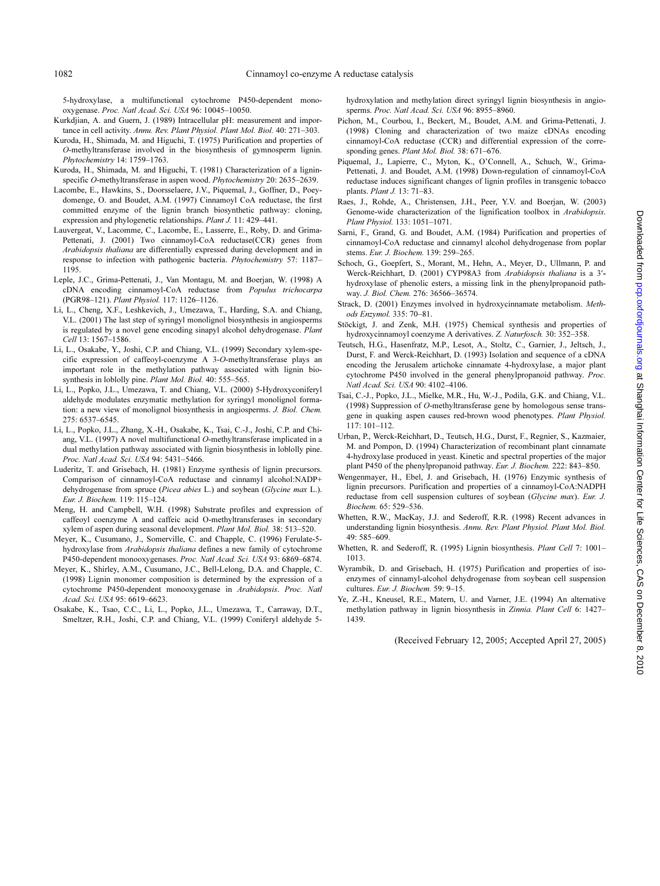5-hydroxylase, a multifunctional cytochrome P450-dependent monooxygenase. *Proc. Natl Acad. Sci. USA* 96: 10045–10050.

Kurkdjian, A. and Guern, J. (1989) Intracellular pH: measurement and importance in cell activity. *Annu. Rev. Plant Physiol. Plant Mol. Biol.* 40: 271–303.

Kuroda, H., Shimada, M. and Higuchi, T. (1975) Purification and properties of *O*-methyltransferase involved in the biosynthesis of gymnosperm lignin. *Phytochemistry* 14: 1759–1763.

Kuroda, H., Shimada, M. and Higuchi, T. (1981) Characterization of a lignin-specific *O*-methyltransferase in aspen wood. *Phytochemistry* 20: 2635–2639.

Lacombe, E., Hawkins, S., Doorsselaere, J.V., Piquemal, J., Goffner, D., Poeydomenge, O. and Boudet, A.M. (1997) Cinnamoyl CoA reductase, the first committed enzyme of the lignin branch biosynthetic pathway: cloning, expression and phylogenetic relationships. *Plant J.* 11: 429–441.

Lauvergeat, V., Lacomme, C., Lacombe, E., Lasserre, E., Roby, D. and Grima-Pettenati, J. (2001) Two cinnamoyl-CoA reductase(CCR) genes from *Arabidopsis thaliana* are differentially expressed during development and in response to infection with pathogenic bacteria. *Phytochemistry* 57: 1187–1195.

Leple, J.C., Grima-Pettenati, J., Van Montagu, M. and Boerjan, W. (1998) A cDNA encoding cinnamoyl-CoA reductase from *Populus trichocarpa* (PGR98–121). *Plant Physiol.* 117: 1126–1126.

Li, L., Cheng, X.F., Leshkevich, J., Umezawa, T., Harding, S.A. and Chiang, V.L. (2001) The last step of syringyl monolignol biosynthesis in angiosperms is regulated by a novel gene encoding sinapyl alcohol dehydrogenase. *Plant Cell* 13: 1567–1586.

Li, L., Osakabe, Y., Joshi, C.P. and Chiang, V.L. (1999) Secondary xylem-specific expression of caffeoyl-coenzyme A 3-*O*-methyltransferase plays an important role in the methylation pathway associated with lignin biosynthesis in loblolly pine. *Plant Mol. Biol.* 40: 555–565.

Li, L., Popko, J.L., Umezawa, T. and Chiang, V.L. (2000) 5-Hydroxyconiferyl aldehyde modulates enzymatic methylation for syringyl monolignol formation: a new view of monolignol biosynthesis in angiosperms. *J. Biol. Chem.* 275: 6537–6545.

Li, L., Popko, J.L., Zhang, X.-H., Osakabe, K., Tsai, C.-J., Joshi, C.P. and Chiang, V.L. (1997) A novel multifunctional *O*-methyltransferase implicated in a dual methylation pathway associated with lignin biosynthesis in loblolly pine. *Proc. Natl Acad. Sci. USA* 94: 5431–5466.

Luderitz, T. and Grisebach, H. (1981) Enzyme synthesis of lignin precursors. Comparison of cinnamoyl-CoA reductase and cinnamyl alcohol:NADP+ dehydrogenase from spruce (*Picea abies* L.) and soybean (*Glycine max* L.). *Eur. J. Biochem.* 119: 115–124.

Meng, H. and Campbell, W.H. (1998) Substrate profiles and expression of caffeoyl coenzyme A and caffeic acid O-methyltransferases in secondary xylem of aspen during seasonal development. *Plant Mol. Biol.* 38: 513–520.

Meyer, K., Cusumano, J., Somerville, C. and Chapple, C. (1996) Ferulate-5-hydroxylase from *Arabidopsis thaliana* defines a new family of cytochrome P450-dependent monooxygenases. *Proc. Natl Acad. Sci. USA* 93: 6869–6874.

Meyer, K., Shirley, A.M., Cusumano, J.C., Bell-Lelong, D.A. and Chapple, C. (1998) Lignin monomer composition is determined by the expression of a cytochrome P450-dependent monooxygenase in *Arabidopsis*. *Proc. Natl Acad. Sci. USA* 95: 6619–6623.

Osakabe, K., Tsao, C.C., Li, L., Popko, J.L., Umezawa, T., Carraway, D.T., Smeltzer, R.H., Joshi, C.P. and Chiang, V.L. (1999) Coniferyl aldehyde 5-hydroxylation and methylation direct syringyl lignin biosynthesis in angiosperms. *Proc. Natl Acad. Sci. USA* 96: 8955–8960.

Pichon, M., Courbou, I., Beckert, M., Boudet, A.M. and Grima-Pettenati, J. (1998) Cloning and characterization of two maize cDNAs encoding cinnamoyl-CoA reductase (CCR) and differential expression of the corresponding genes. *Plant Mol. Biol.* 38: 671–676.

Piquemal, J., Lapierre, C., Myton, K., O'Connell, A., Schuch, W., Grima-Pettenati, J. and Boudet, A.M. (1998) Down-regulation of cinnamoyl-CoA reductase induces significant changes of lignin profiles in transgenic tobacco plants. *Plant J.* 13: 71–83.

Raes, J., Rohde, A., Christensen, J.H., Peer, Y.V. and Boerjan, W. (2003) Genome-wide characterization of the lignification toolbox in *Arabidopsis*. *Plant Physiol.* 133: 1051–1071.

Sarni, F., Grand, G. and Boudet, A.M. (1984) Purification and properties of cinnamoyl-CoA reductase and cinnamyl alcohol dehydrogenase from poplar stems. *Eur. J. Biochem.* 139: 259–265.

Schoch, G., Goepfert, S., Morant, M., Hehn, A., Meyer, D., Ullmann, P. and Werck-Reichhart, D. (2001) CYP98A3 from *Arabidopsis thaliana* is a 3′-hydroxylase of phenolic esters, a missing link in the phenylpropanoid pathway. *J. Biol. Chem.* 276: 36566–36574.

Strack, D. (2001) Enzymes involved in hydroxycinnamate metabolism. *Methods Enzymol.* 335: 70–81.

Stöckigt, J. and Zenk, M.H. (1975) Chemical synthesis and properties of hydroxycinnamoyl coenzyme A derivatives. *Z. Naturfosch.* 30: 352–358.

Teutsch, H.G., Hasenfratz, M.P., Lesot, A., Stoltz, C., Garnier, J., Jeltsch, J., Durst, F. and Werck-Reichhart, D. (1993) Isolation and sequence of a cDNA encoding the Jerusalem artichoke cinnamate 4-hydroxylase, a major plant cytochrome P450 involved in the general phenylpropanoid pathway. *Proc. Natl Acad. Sci. USA* 90: 4102–4106.

Tsai, C.-J., Popko, J.L., Mielke, M.R., Hu, W.-J., Podila, G.K. and Chiang, V.L. (1998) Suppression of *O*-methyltransferase gene by homologous sense transgene in quaking aspen causes red-brown wood phenotypes. *Plant Physiol.* 117: 101–112.

Urban, P., Werck-Reichhart, D., Teutsch, H.G., Durst, F., Regnier, S., Kazmaier, M. and Pompon, D. (1994) Characterization of recombinant plant cinnamate 4-hydroxylase produced in yeast. Kinetic and spectral properties of the major plant P450 of the phenylpropanoid pathway. *Eur. J. Biochem.* 222: 843–850.

Wengenmayer, H., Ebel, J. and Grisebach, H. (1976) Enzymic synthesis of lignin precursors. Purification and properties of a cinnamoyl-CoA:NADPH reductase from cell suspension cultures of soybean (*Glycine max*). *Eur. J. Biochem.* 65: 529–536.

Whetten, R.W., MacKay, J.J. and Sederoff, R.R. (1998) Recent advances in understanding lignin biosynthesis. *Annu. Rev. Plant Physiol. Plant Mol. Biol.* 49: 585–609.

Whetten, R. and Sederoff, R. (1995) Lignin biosynthesis. *Plant Cell* 7: 1001–1013.

Wyrambik, D. and Grisebach, H. (1975) Purification and properties of isoenzymes of cinnamyl-alcohol dehydrogenase from soybean cell suspension cultures. *Eur. J. Biochem.* 59: 9–15.

Ye, Z.-H., Kneusel, R.E., Matern, U. and Varner, J.E. (1994) An alternative methylation pathway in lignin biosynthesis in *Zinnia*. *Plant Cell* 6: 1427–1439.

(Received February 12, 2005; Accepted April 27, 2005)